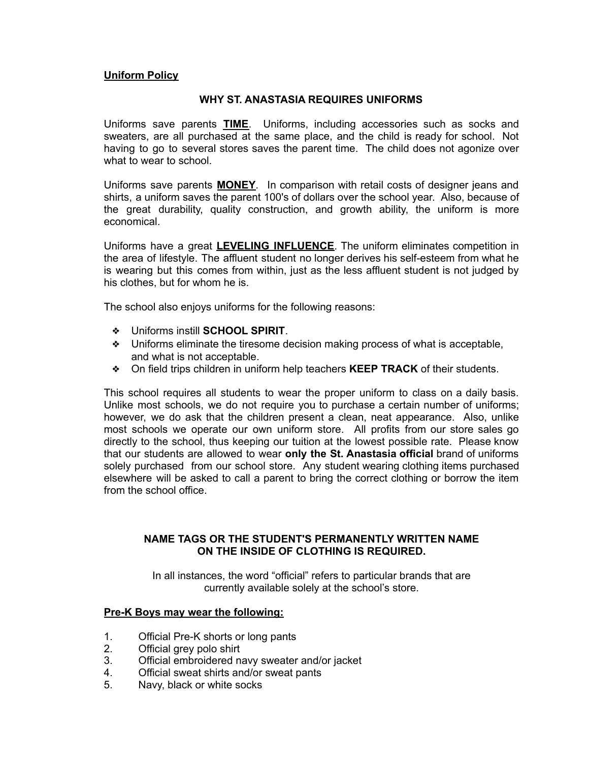**Uniform Policy**

## WHY ST. ANASTASIA REQUIRES UNIFORMS

Uniforms save parents **TIME**. Uniforms, including accessories such as socks and sweaters, are all purchased at the same place, and the child is ready for school. Not having to go to several stores saves the parent time. The child does not agonize over what to wear to school.

Uniforms save parents **MONEY**. In comparison with retail costs of designer jeans and shirts, a uniform saves the parent 100's of dollars over the school year. Also, because of the great durability, quality construction, and growth ability, the uniform is more economical.

Uniforms have a great **LEVELING INFLUENCE**. The uniform eliminates competition in the area of lifestyle. The affluent student no longer derives his self-esteem from what he is wearing but this comes from within, just as the less affluent student is not judged by his clothes, but for whom he is.

The school also enjoys uniforms for the following reasons:

- Uniforms instill **SCHOOL SPIRIT**.
- Uniforms eliminate the tiresome decision making process of what is acceptable, and what is not acceptable.
- On field trips children in uniform help teachers **KEEP TRACK** of their students.

This school requires all students to wear the proper uniform to class on a daily basis. Unlike most schools, we do not require you to purchase a certain number of uniforms; however, we do ask that the children present a clean, neat appearance. Also, unlike most schools we operate our own uniform store. All profits from our store sales go directly to the school, thus keeping our tuition at the lowest possible rate. Please know that our students are allowed to wear **only the St. Anastasia official** brand of uniforms solely purchased from our school store. Any student wearing clothing items purchased elsewhere will be asked to call a parent to bring the correct clothing or borrow the item from the school office.

**NAME TAGS OR THE STUDENT'S PERMANENTLY WRITTEN NAME ON THE INSIDE OF CLOTHING IS REQUIRED.**

In all instances, the word "official" refers to particular brands that are currently available solely at the school's store.

**Pre-K Boys may wear the following:**

1. Official Pre-K shorts or long pants
2. Official grey polo shirt
3. Official embroidered navy sweater and/or jacket
4. Official sweat shirts and/or sweat pants
5. Navy, black or white socks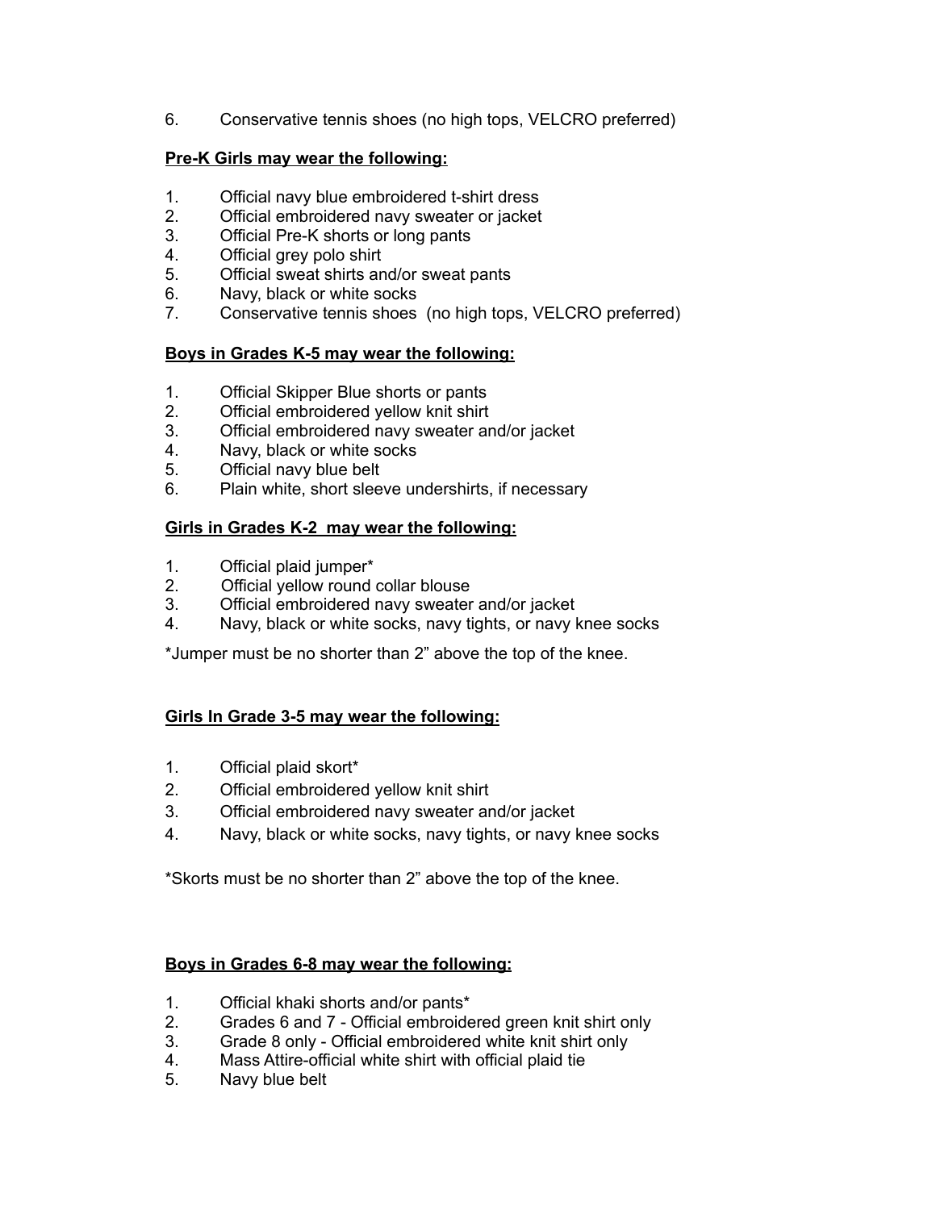6. Conservative tennis shoes (no high tops, VELCRO preferred)

**Pre-K Girls may wear the following:**

1. Official navy blue embroidered t-shirt dress
2. Official embroidered navy sweater or jacket
3. Official Pre-K shorts or long pants
4. Official grey polo shirt
5. Official sweat shirts and/or sweat pants
6. Navy, black or white socks
7. Conservative tennis shoes (no high tops, VELCRO preferred)

**Boys in Grades K-5 may wear the following:**

1. Official Skipper Blue shorts or pants
2. Official embroidered yellow knit shirt
3. Official embroidered navy sweater and/or jacket
4. Navy, black or white socks
5. Official navy blue belt
6. Plain white, short sleeve undershirts, if necessary

**Girls in Grades K-2 may wear the following:**

1. Official plaid jumper*
2. Official yellow round collar blouse
3. Official embroidered navy sweater and/or jacket
4. Navy, black or white socks, navy tights, or navy knee socks

*Jumper must be no shorter than 2" above the top of the knee.

**Girls In Grade 3-5 may wear the following:**

1. Official plaid skort*
2. Official embroidered yellow knit shirt
3. Official embroidered navy sweater and/or jacket
4. Navy, black or white socks, navy tights, or navy knee socks

*Skorts must be no shorter than 2" above the top of the knee.

**Boys in Grades 6-8 may wear the following:**

1. Official khaki shorts and/or pants*
2. Grades 6 and 7 - Official embroidered green knit shirt only
3. Grade 8 only - Official embroidered white knit shirt only
4. Mass Attire-official white shirt with official plaid tie
5. Navy blue belt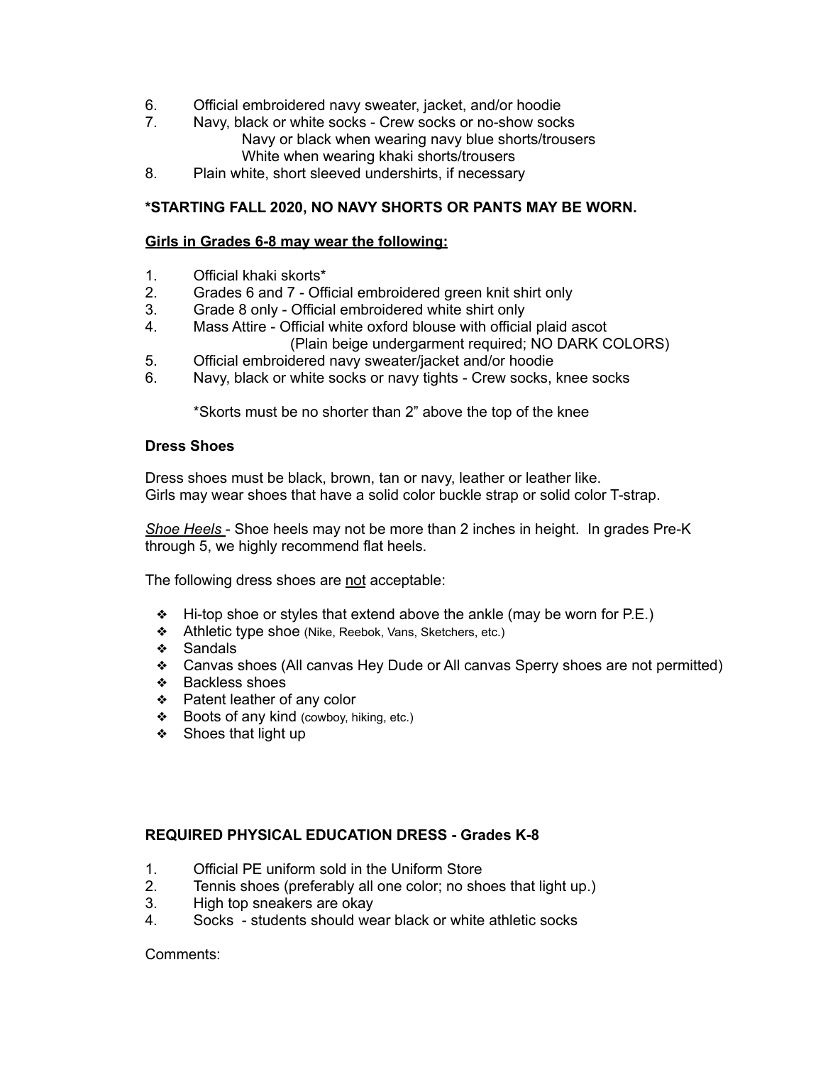6. Official embroidered navy sweater, jacket, and/or hoodie
7. Navy, black or white socks - Crew socks or no-show socks
   Navy or black when wearing navy blue shorts/trousers
   White when wearing khaki shorts/trousers
8. Plain white, short sleeved undershirts, if necessary

**\*STARTING FALL 2020, NO NAVY SHORTS OR PANTS MAY BE WORN.**

**<u>Girls in Grades 6-8 may wear the following:</u>**

1. Official khaki skorts*
2. Grades 6 and 7 - Official embroidered green knit shirt only
3. Grade 8 only - Official embroidered white shirt only
4. Mass Attire - Official white oxford blouse with official plaid ascot
   (Plain beige undergarment required; NO DARK COLORS)
5. Official embroidered navy sweater/jacket and/or hoodie
6. Navy, black or white socks or navy tights - Crew socks, knee socks

*Skorts must be no shorter than 2" above the top of the knee

**Dress Shoes**

Dress shoes must be black, brown, tan or navy, leather or leather like.
Girls may wear shoes that have a solid color buckle strap or solid color T-strap.

*<u>Shoe Heels</u>* - Shoe heels may not be more than 2 inches in height. In grades Pre-K through 5, we highly recommend flat heels.

The following dress shoes are <u>not</u> acceptable:

- Hi-top shoe or styles that extend above the ankle (may be worn for P.E.)
- Athletic type shoe (Nike, Reebok, Vans, Sketchers, etc.)
- Sandals
- Canvas shoes (All canvas Hey Dude or All canvas Sperry shoes are not permitted)
- Backless shoes
- Patent leather of any color
- Boots of any kind (cowboy, hiking, etc.)
- Shoes that light up

**REQUIRED PHYSICAL EDUCATION DRESS - Grades K-8**

1. Official PE uniform sold in the Uniform Store
2. Tennis shoes (preferably all one color; no shoes that light up.)
3. High top sneakers are okay
4. Socks - students should wear black or white athletic socks

Comments: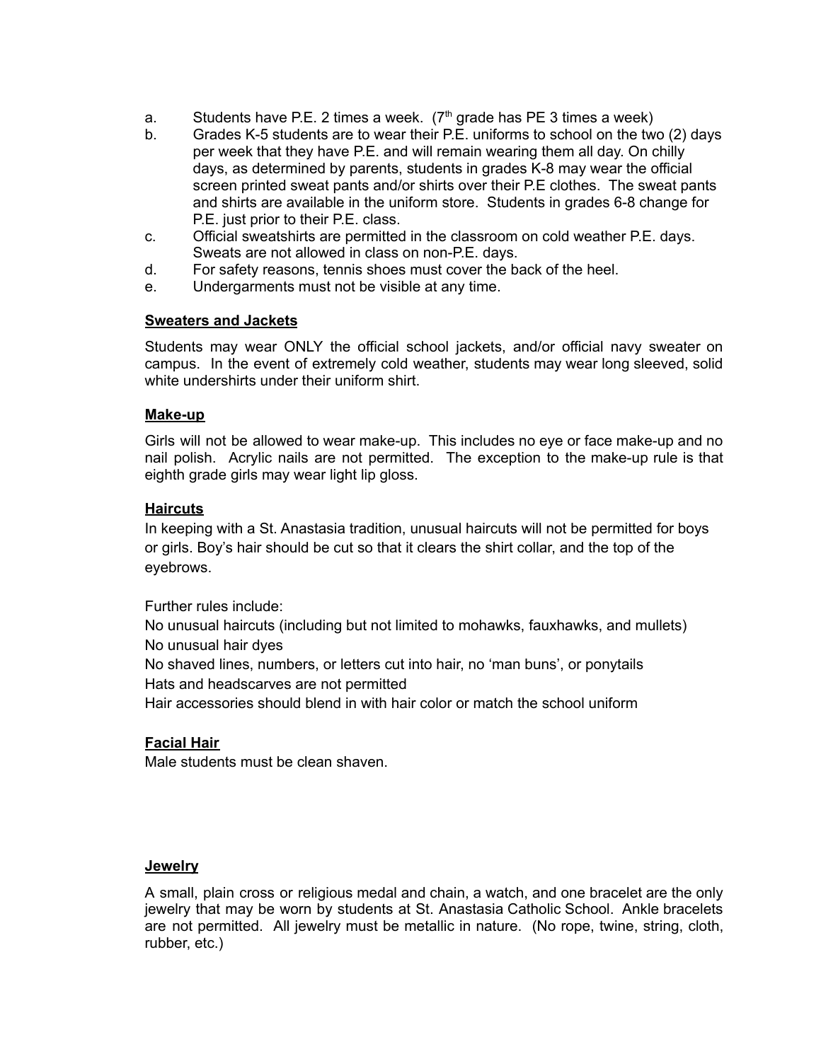a. Students have P.E. 2 times a week. (7th grade has PE 3 times a week)
b. Grades K-5 students are to wear their P.E. uniforms to school on the two (2) days per week that they have P.E. and will remain wearing them all day. On chilly days, as determined by parents, students in grades K-8 may wear the official screen printed sweat pants and/or shirts over their P.E clothes. The sweat pants and shirts are available in the uniform store. Students in grades 6-8 change for P.E. just prior to their P.E. class.
c. Official sweatshirts are permitted in the classroom on cold weather P.E. days. Sweats are not allowed in class on non-P.E. days.
d. For safety reasons, tennis shoes must cover the back of the heel.
e. Undergarments must not be visible at any time.

**Sweaters and Jackets**

Students may wear ONLY the official school jackets, and/or official navy sweater on campus. In the event of extremely cold weather, students may wear long sleeved, solid white undershirts under their uniform shirt.

**Make-up**

Girls will not be allowed to wear make-up. This includes no eye or face make-up and no nail polish. Acrylic nails are not permitted. The exception to the make-up rule is that eighth grade girls may wear light lip gloss.

**Haircuts**

In keeping with a St. Anastasia tradition, unusual haircuts will not be permitted for boys or girls. Boy's hair should be cut so that it clears the shirt collar, and the top of the eyebrows.

Further rules include:

No unusual haircuts (including but not limited to mohawks, fauxhawks, and mullets)
No unusual hair dyes
No shaved lines, numbers, or letters cut into hair, no 'man buns', or ponytails
Hats and headscarves are not permitted
Hair accessories should blend in with hair color or match the school uniform

**Facial Hair**

Male students must be clean shaven.

**Jewelry**

A small, plain cross or religious medal and chain, a watch, and one bracelet are the only jewelry that may be worn by students at St. Anastasia Catholic School. Ankle bracelets are not permitted. All jewelry must be metallic in nature. (No rope, twine, string, cloth, rubber, etc.)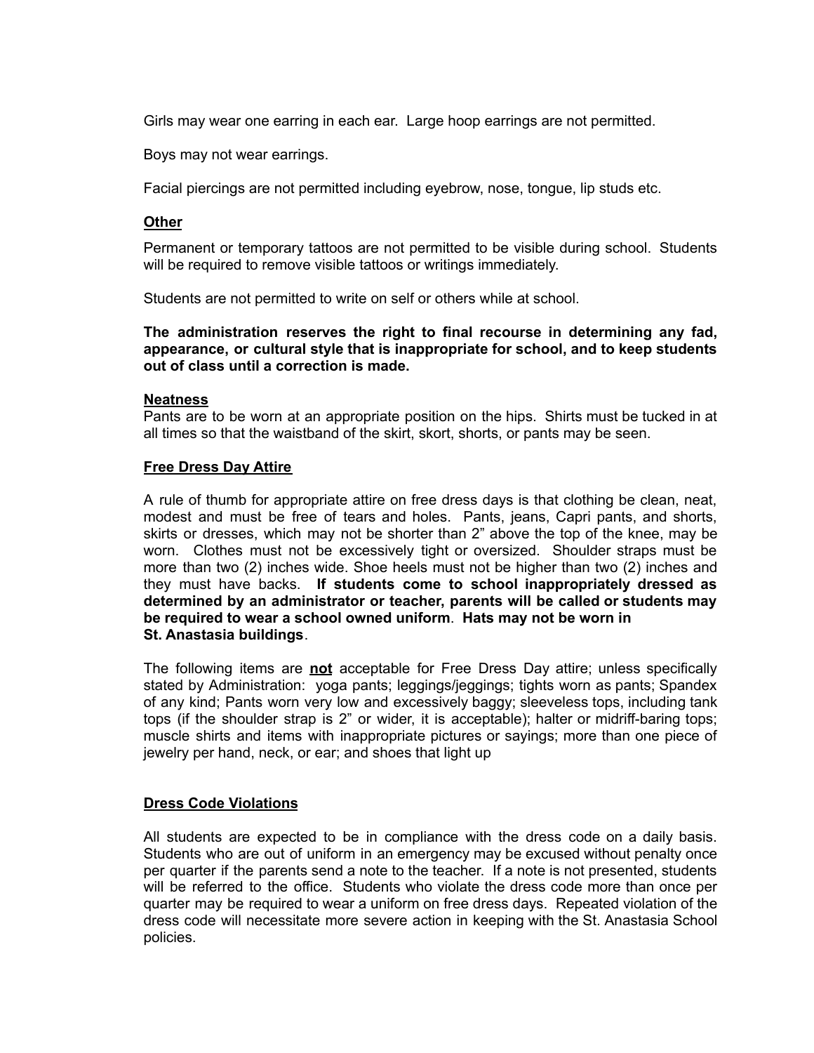Girls may wear one earring in each ear. Large hoop earrings are not permitted.

Boys may not wear earrings.

Facial piercings are not permitted including eyebrow, nose, tongue, lip studs etc.

**Other**

Permanent or temporary tattoos are not permitted to be visible during school. Students will be required to remove visible tattoos or writings immediately.

Students are not permitted to write on self or others while at school.

**The administration reserves the right to final recourse in determining any fad, appearance, or cultural style that is inappropriate for school, and to keep students out of class until a correction is made.**

**Neatness**

Pants are to be worn at an appropriate position on the hips. Shirts must be tucked in at all times so that the waistband of the skirt, skort, shorts, or pants may be seen.

**Free Dress Day Attire**

A rule of thumb for appropriate attire on free dress days is that clothing be clean, neat, modest and must be free of tears and holes. Pants, jeans, Capri pants, and shorts, skirts or dresses, which may not be shorter than 2" above the top of the knee, may be worn. Clothes must not be excessively tight or oversized. Shoulder straps must be more than two (2) inches wide. Shoe heels must not be higher than two (2) inches and they must have backs. **If students come to school inappropriately dressed as determined by an administrator or teacher, parents will be called or students may be required to wear a school owned uniform**. **Hats may not be worn in St. Anastasia buildings**.

The following items are **not** acceptable for Free Dress Day attire; unless specifically stated by Administration: yoga pants; leggings/jeggings; tights worn as pants; Spandex of any kind; Pants worn very low and excessively baggy; sleeveless tops, including tank tops (if the shoulder strap is 2" or wider, it is acceptable); halter or midriff-baring tops; muscle shirts and items with inappropriate pictures or sayings; more than one piece of jewelry per hand, neck, or ear; and shoes that light up

**Dress Code Violations**

All students are expected to be in compliance with the dress code on a daily basis. Students who are out of uniform in an emergency may be excused without penalty once per quarter if the parents send a note to the teacher. If a note is not presented, students will be referred to the office. Students who violate the dress code more than once per quarter may be required to wear a uniform on free dress days. Repeated violation of the dress code will necessitate more severe action in keeping with the St. Anastasia School policies.